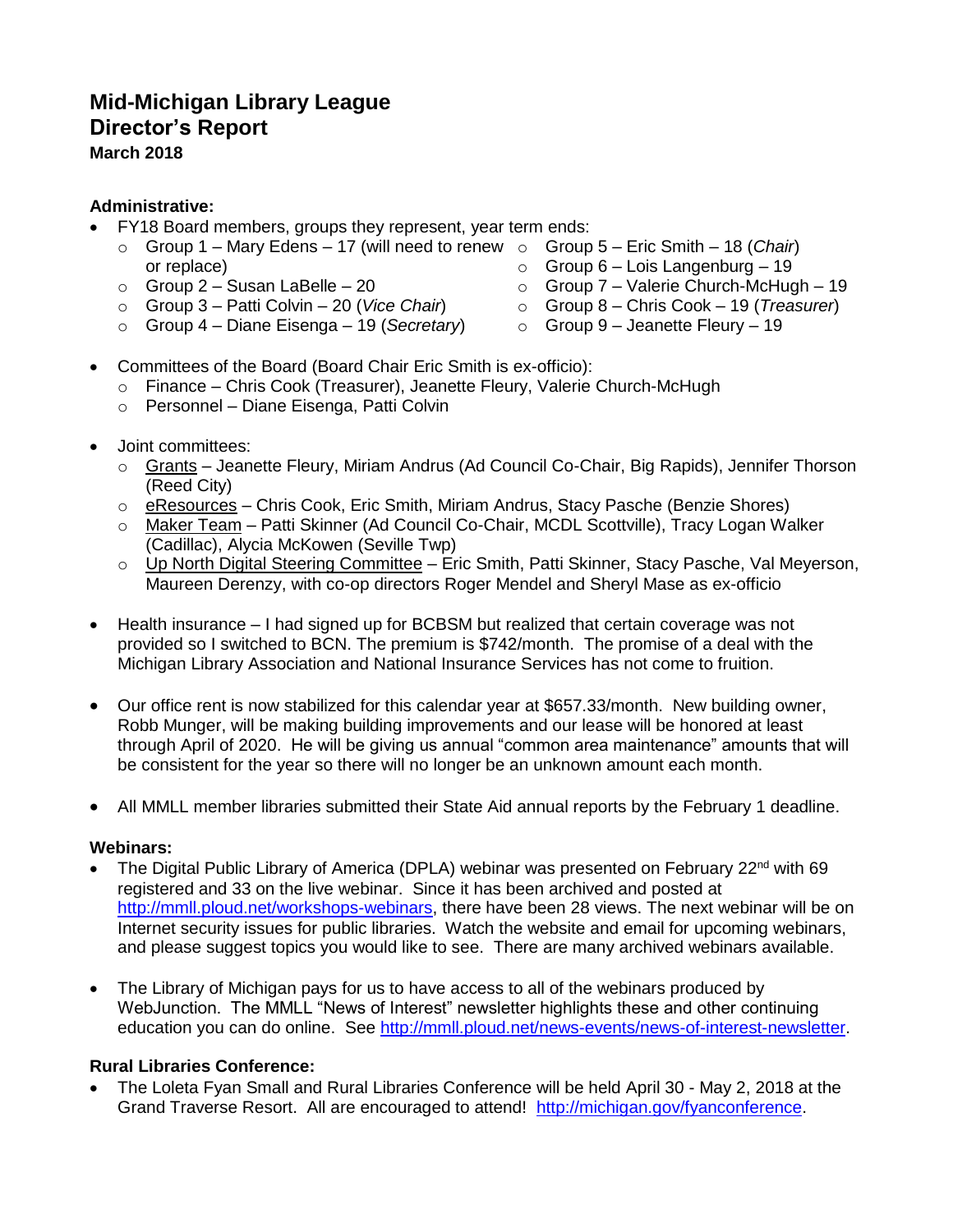# Mid-Michigan Library League

# Director's Report

**March 2018**

**Administrative:**

- FY18 Board members, groups they represent, year term ends:
  - Group 1 – Mary Edens – 17 (will need to renew or replace)
  - Group 2 – Susan LaBelle – 20
  - Group 3 – Patti Colvin – 20 (*Vice Chair*)
  - Group 4 – Diane Eisenga – 19 (*Secretary*)
  - Group 5 – Eric Smith – 18 (*Chair*)
  - Group 6 – Lois Langenburg – 19
  - Group 7 – Valerie Church-McHugh – 19
  - Group 8 – Chris Cook – 19 (*Treasurer*)
  - Group 9 – Jeanette Fleury – 19

- Committees of the Board (Board Chair Eric Smith is ex-officio):
  - Finance – Chris Cook (Treasurer), Jeanette Fleury, Valerie Church-McHugh
  - Personnel – Diane Eisenga, Patti Colvin

- Joint committees:
  - <u>Grants</u> – Jeanette Fleury, Miriam Andrus (Ad Council Co-Chair, Big Rapids), Jennifer Thorson (Reed City)
  - <u>eResources</u> – Chris Cook, Eric Smith, Miriam Andrus, Stacy Pasche (Benzie Shores)
  - <u>Maker Team</u> – Patti Skinner (Ad Council Co-Chair, MCDL Scottville), Tracy Logan Walker (Cadillac), Alycia McKowen (Seville Twp)
  - <u>Up North Digital Steering Committee</u> – Eric Smith, Patti Skinner, Stacy Pasche, Val Meyerson, Maureen Derenzy, with co-op directors Roger Mendel and Sheryl Mase as ex-officio

- Health insurance – I had signed up for BCBSM but realized that certain coverage was not provided so I switched to BCN. The premium is $742/month. The promise of a deal with the Michigan Library Association and National Insurance Services has not come to fruition.

- Our office rent is now stabilized for this calendar year at $657.33/month. New building owner, Robb Munger, will be making building improvements and our lease will be honored at least through April of 2020. He will be giving us annual "common area maintenance" amounts that will be consistent for the year so there will no longer be an unknown amount each month.

- All MMLL member libraries submitted their State Aid annual reports by the February 1 deadline.

**Webinars:**

- The Digital Public Library of America (DPLA) webinar was presented on February 22nd with 69 registered and 33 on the live webinar. Since it has been archived and posted at http://mmll.ploud.net/workshops-webinars, there have been 28 views. The next webinar will be on Internet security issues for public libraries. Watch the website and email for upcoming webinars, and please suggest topics you would like to see. There are many archived webinars available.

- The Library of Michigan pays for us to have access to all of the webinars produced by WebJunction. The MMLL "News of Interest" newsletter highlights these and other continuing education you can do online. See http://mmll.ploud.net/news-events/news-of-interest-newsletter.

**Rural Libraries Conference:**

- The Loleta Fyan Small and Rural Libraries Conference will be held April 30 - May 2, 2018 at the Grand Traverse Resort. All are encouraged to attend! http://michigan.gov/fyanconference.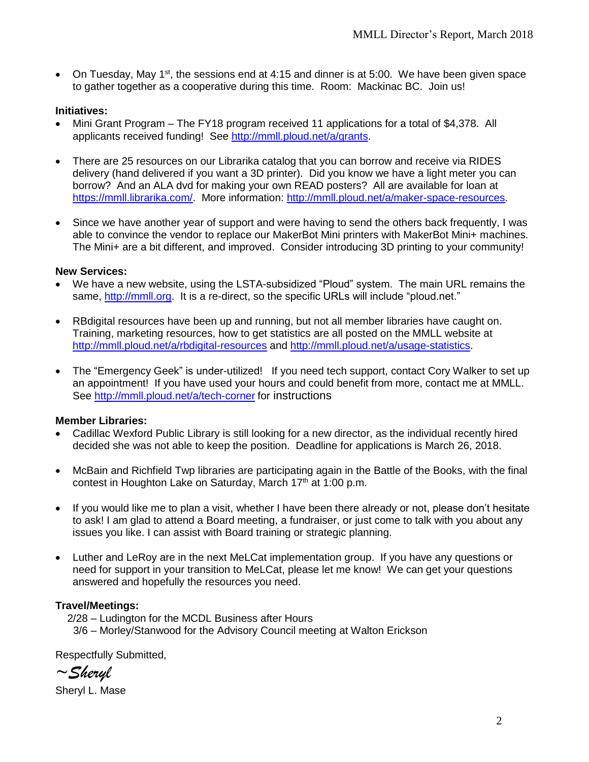- On Tuesday, May 1st, the sessions end at 4:15 and dinner is at 5:00. We have been given space to gather together as a cooperative during this time. Room: Mackinac BC. Join us!

**Initiatives:**

- Mini Grant Program – The FY18 program received 11 applications for a total of $4,378. All applicants received funding! See http://mmll.ploud.net/a/grants.

- There are 25 resources on our Librarika catalog that you can borrow and receive via RIDES delivery (hand delivered if you want a 3D printer). Did you know we have a light meter you can borrow? And an ALA dvd for making your own READ posters? All are available for loan at https://mmll.librarika.com/. More information: http://mmll.ploud.net/a/maker-space-resources.

- Since we have another year of support and were having to send the others back frequently, I was able to convince the vendor to replace our MakerBot Mini printers with MakerBot Mini+ machines. The Mini+ are a bit different, and improved. Consider introducing 3D printing to your community!

**New Services:**

- We have a new website, using the LSTA-subsidized "Ploud" system. The main URL remains the same, http://mmll.org. It is a re-direct, so the specific URLs will include "ploud.net."

- RBdigital resources have been up and running, but not all member libraries have caught on. Training, marketing resources, how to get statistics are all posted on the MMLL website at http://mmll.ploud.net/a/rbdigital-resources and http://mmll.ploud.net/a/usage-statistics.

- The "Emergency Geek" is under-utilized! If you need tech support, contact Cory Walker to set up an appointment! If you have used your hours and could benefit from more, contact me at MMLL. See http://mmll.ploud.net/a/tech-corner for instructions

**Member Libraries:**

- Cadillac Wexford Public Library is still looking for a new director, as the individual recently hired decided she was not able to keep the position. Deadline for applications is March 26, 2018.

- McBain and Richfield Twp libraries are participating again in the Battle of the Books, with the final contest in Houghton Lake on Saturday, March 17th at 1:00 p.m.

- If you would like me to plan a visit, whether I have been there already or not, please don't hesitate to ask! I am glad to attend a Board meeting, a fundraiser, or just come to talk with you about any issues you like. I can assist with Board training or strategic planning.

- Luther and LeRoy are in the next MeLCat implementation group. If you have any questions or need for support in your transition to MeLCat, please let me know! We can get your questions answered and hopefully the resources you need.

**Travel/Meetings:**

2/28 – Ludington for the MCDL Business after Hours
3/6 – Morley/Stanwood for the Advisory Council meeting at Walton Erickson

Respectfully Submitted,

*~Sheryl*

Sheryl L. Mase